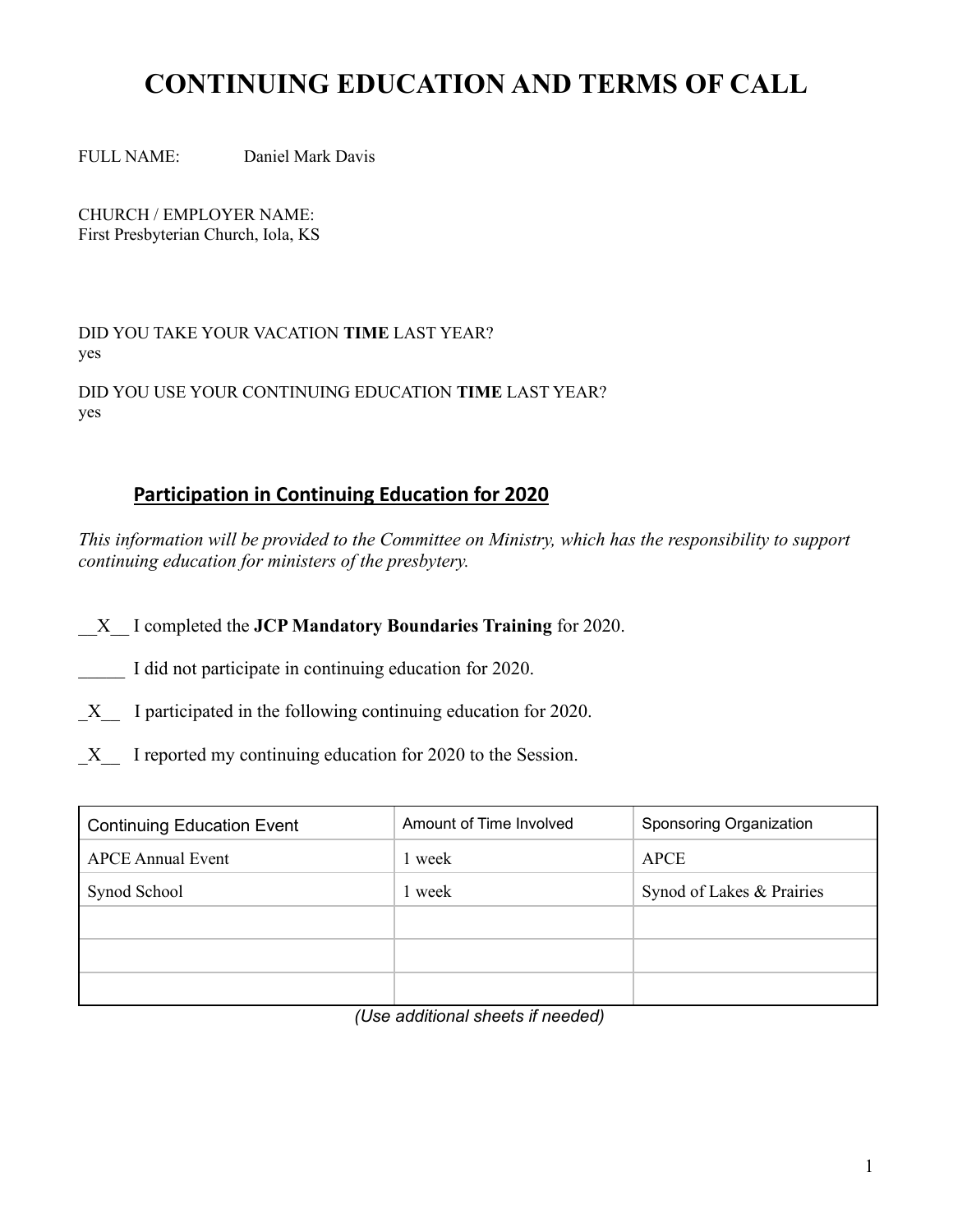# CONTINUING EDUCATION AND TERMS OF CALL

FULL NAME: Daniel Mark Davis

CHURCH / EMPLOYER NAME:
First Presbyterian Church, Iola, KS

DID YOU TAKE YOUR VACATION **TIME** LAST YEAR?
yes

DID YOU USE YOUR CONTINUING EDUCATION **TIME** LAST YEAR?
yes

## Participation in Continuing Education for 2020

*This information will be provided to the Committee on Ministry, which has the responsibility to support continuing education for ministers of the presbytery.*

__X__ I completed the **JCP Mandatory Boundaries Training** for 2020.

_____ I did not participate in continuing education for 2020.

_X__ I participated in the following continuing education for 2020.

_X__ I reported my continuing education for 2020 to the Session.

| Continuing Education Event | Amount of Time Involved | Sponsoring Organization |
|---|---|---|
| APCE Annual Event | 1 week | APCE |
| Synod School | 1 week | Synod of Lakes & Prairies |
| | | |
| | | |
| | | |

*(Use additional sheets if needed)*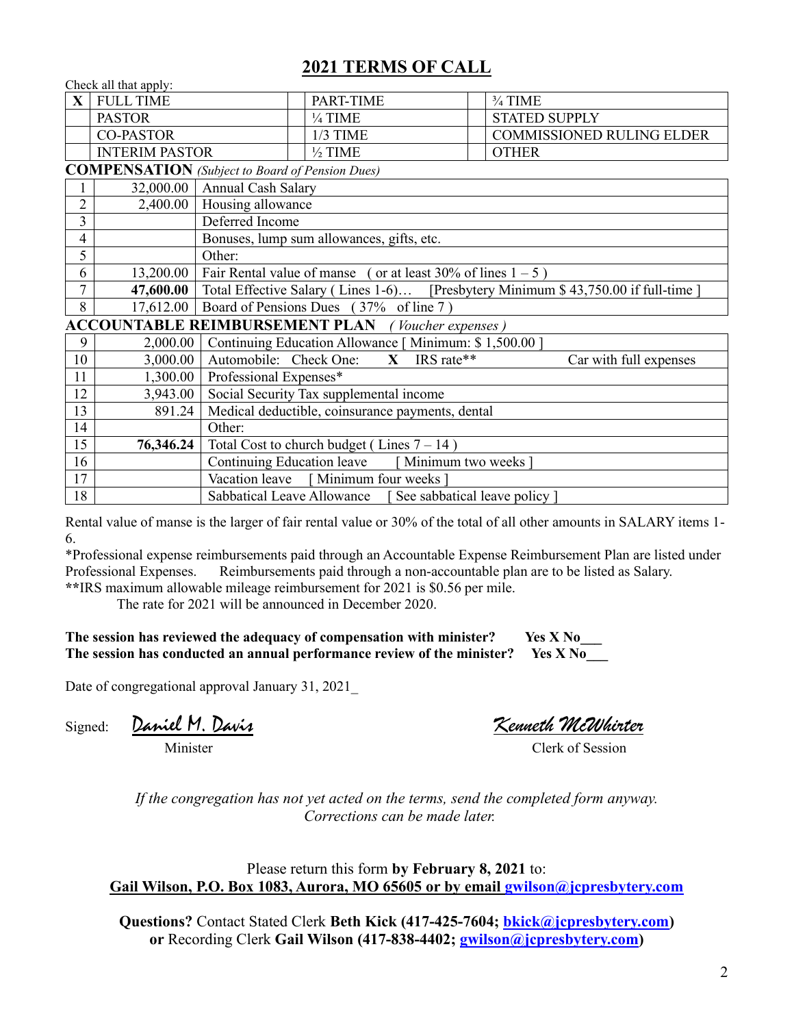# 2021 TERMS OF CALL

Check all that apply:

| | | | | | |
|---|---|---|---|---|---|
| X | FULL TIME | | PART-TIME | | ¾ TIME |
| | PASTOR | | ¼ TIME | | STATED SUPPLY |
| | CO-PASTOR | | 1/3 TIME | | COMMISSIONED RULING ELDER |
| | INTERIM PASTOR | | ½ TIME | | OTHER |

**COMPENSATION** *(Subject to Board of Pension Dues)*

| | | |
|---|---|---|
| 1 | 32,000.00 | Annual Cash Salary |
| 2 | 2,400.00 | Housing allowance |
| 3 | | Deferred Income |
| 4 | | Bonuses, lump sum allowances, gifts, etc. |
| 5 | | Other: |
| 6 | 13,200.00 | Fair Rental value of manse ( or at least 30% of lines 1 – 5 ) |
| 7 | **47,600.00** | Total Effective Salary ( Lines 1-6)… [Presbytery Minimum $ 43,750.00 if full-time ] |
| 8 | 17,612.00 | Board of Pensions Dues ( 37% of line 7 ) |

**ACCOUNTABLE REIMBURSEMENT PLAN** *( Voucher expenses )*

| | | |
|---|---|---|
| 9 | 2,000.00 | Continuing Education Allowance [ Minimum: $ 1,500.00 ] |
| 10 | 3,000.00 | Automobile: Check One: **X** IRS rate** Car with full expenses |
| 11 | 1,300.00 | Professional Expenses* |
| 12 | 3,943.00 | Social Security Tax supplemental income |
| 13 | 891.24 | Medical deductible, coinsurance payments, dental |
| 14 | | Other: |
| 15 | **76,346.24** | Total Cost to church budget ( Lines 7 – 14 ) |
| 16 | | Continuing Education leave [ Minimum two weeks ] |
| 17 | | Vacation leave [ Minimum four weeks ] |
| 18 | | Sabbatical Leave Allowance [ See sabbatical leave policy ] |

Rental value of manse is the larger of fair rental value or 30% of the total of all other amounts in SALARY items 1-6.

*Professional expense reimbursements paid through an Accountable Expense Reimbursement Plan are listed under Professional Expenses. Reimbursements paid through a non-accountable plan are to be listed as Salary.

**IRS maximum allowable mileage reimbursement for 2021 is $0.56 per mile.
The rate for 2021 will be announced in December 2020.

**The session has reviewed the adequacy of compensation with minister? Yes X No___**
**The session has conducted an annual performance review of the minister? Yes X No___**

Date of congregational approval January 31, 2021_

Signed: Daniel M. Davis — Minister    Kenneth McWhirter — Clerk of Session

*If the congregation has not yet acted on the terms, send the completed form anyway. Corrections can be made later.*

Please return this form **by February 8, 2021** to:
**Gail Wilson, P.O. Box 1083, Aurora, MO 65605 or by email gwilson@jcpresbytery.com**

**Questions?** Contact Stated Clerk **Beth Kick (417-425-7604; bkick@jcpresbytery.com)** **or** Recording Clerk **Gail Wilson (417-838-4402; gwilson@jcpresbytery.com)**